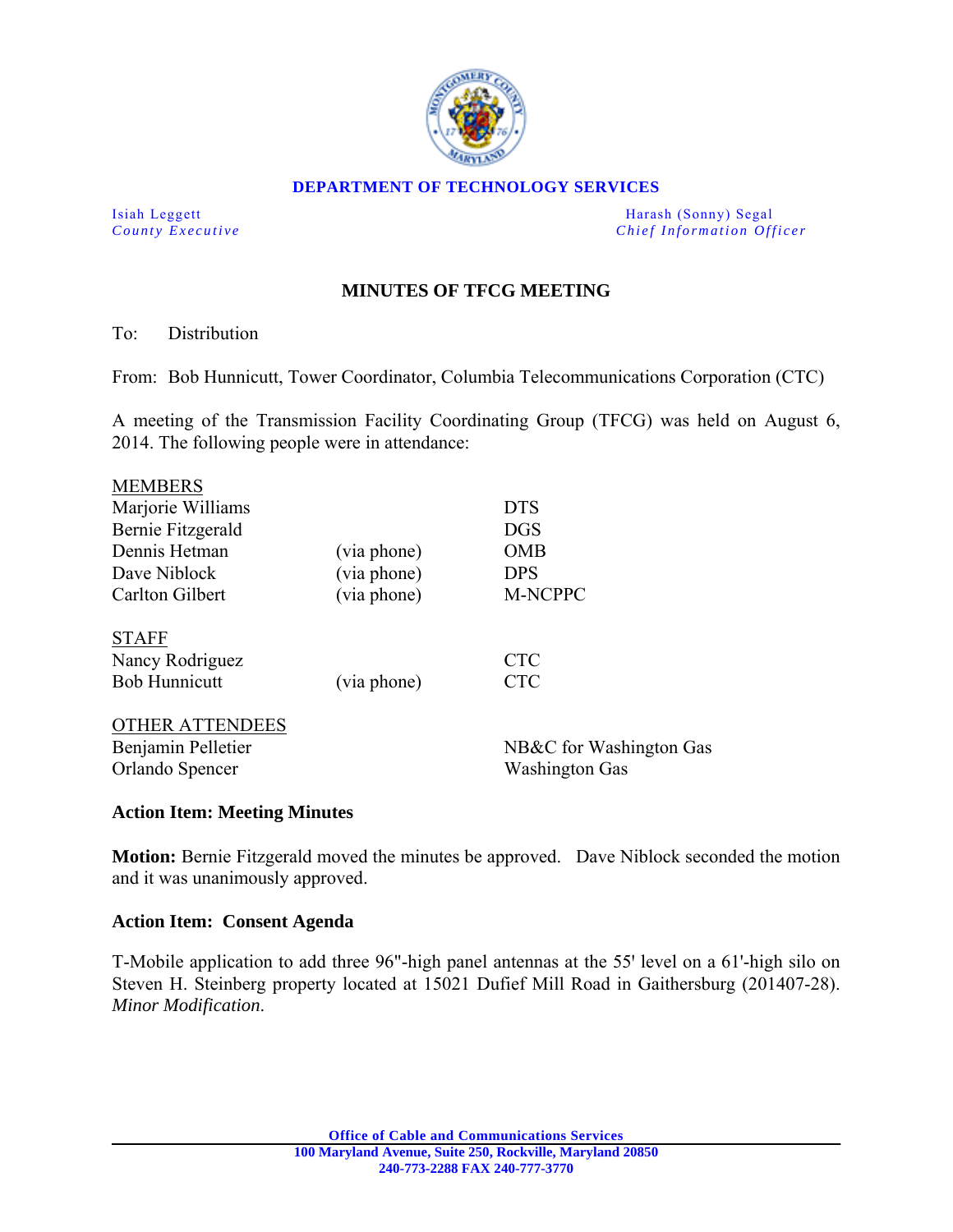**DEPARTMENT OF TECHNOLOGY SERVICES**

| | |
|---|---|
| Isiah Leggett | Harash (Sonny) Segal |
| *County Executive* | *Chief Information Officer* |

## MINUTES OF TFCG MEETING

To: Distribution

From: Bob Hunnicutt, Tower Coordinator, Columbia Telecommunications Corporation (CTC)

A meeting of the Transmission Facility Coordinating Group (TFCG) was held on August 6, 2014. The following people were in attendance:

| MEMBERS | | |
|---|---|---|
| Marjorie Williams | | DTS |
| Bernie Fitzgerald | | DGS |
| Dennis Hetman | (via phone) | OMB |
| Dave Niblock | (via phone) | DPS |
| Carlton Gilbert | (via phone) | M-NCPPC |

| STAFF | | |
|---|---|---|
| Nancy Rodriguez | | CTC |
| Bob Hunnicutt | (via phone) | CTC |

| OTHER ATTENDEES | |
|---|---|
| Benjamin Pelletier | NB&C for Washington Gas |
| Orlando Spencer | Washington Gas |

### Action Item: Meeting Minutes

**Motion:** Bernie Fitzgerald moved the minutes be approved. Dave Niblock seconded the motion and it was unanimously approved.

### Action Item: Consent Agenda

T-Mobile application to add three 96"-high panel antennas at the 55' level on a 61'-high silo on Steven H. Steinberg property located at 15021 Dufief Mill Road in Gaithersburg (201407-28). *Minor Modification*.

**Office of Cable and Communications Services**
**100 Maryland Avenue, Suite 250, Rockville, Maryland 20850**
**240-773-2288 FAX 240-777-3770**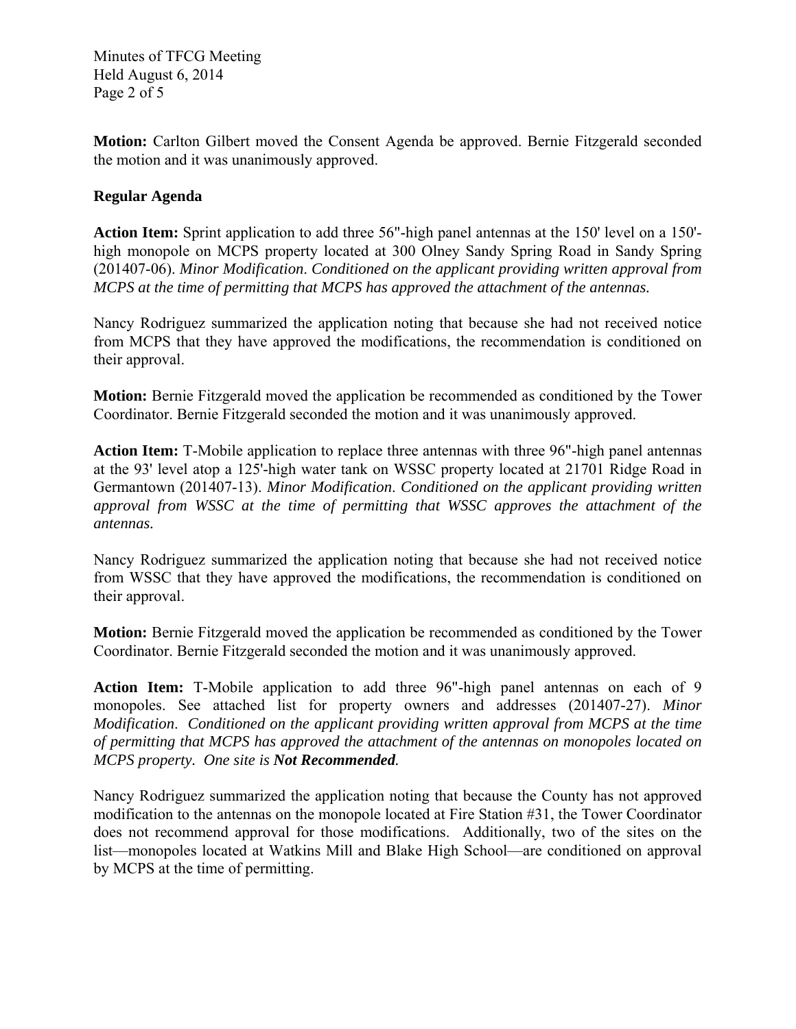**Motion:** Carlton Gilbert moved the Consent Agenda be approved. Bernie Fitzgerald seconded the motion and it was unanimously approved.

**Regular Agenda**

**Action Item:** Sprint application to add three 56"-high panel antennas at the 150' level on a 150'-high monopole on MCPS property located at 300 Olney Sandy Spring Road in Sandy Spring (201407-06). *Minor Modification. Conditioned on the applicant providing written approval from MCPS at the time of permitting that MCPS has approved the attachment of the antennas.*

Nancy Rodriguez summarized the application noting that because she had not received notice from MCPS that they have approved the modifications, the recommendation is conditioned on their approval.

**Motion:** Bernie Fitzgerald moved the application be recommended as conditioned by the Tower Coordinator. Bernie Fitzgerald seconded the motion and it was unanimously approved.

**Action Item:** T-Mobile application to replace three antennas with three 96"-high panel antennas at the 93' level atop a 125'-high water tank on WSSC property located at 21701 Ridge Road in Germantown (201407-13). *Minor Modification. Conditioned on the applicant providing written approval from WSSC at the time of permitting that WSSC approves the attachment of the antennas.*

Nancy Rodriguez summarized the application noting that because she had not received notice from WSSC that they have approved the modifications, the recommendation is conditioned on their approval.

**Motion:** Bernie Fitzgerald moved the application be recommended as conditioned by the Tower Coordinator. Bernie Fitzgerald seconded the motion and it was unanimously approved.

**Action Item:** T-Mobile application to add three 96"-high panel antennas on each of 9 monopoles. See attached list for property owners and addresses (201407-27). *Minor Modification. Conditioned on the applicant providing written approval from MCPS at the time of permitting that MCPS has approved the attachment of the antennas on monopoles located on MCPS property. One site is **Not Recommended**.*

Nancy Rodriguez summarized the application noting that because the County has not approved modification to the antennas on the monopole located at Fire Station #31, the Tower Coordinator does not recommend approval for those modifications. Additionally, two of the sites on the list—monopoles located at Watkins Mill and Blake High School—are conditioned on approval by MCPS at the time of permitting.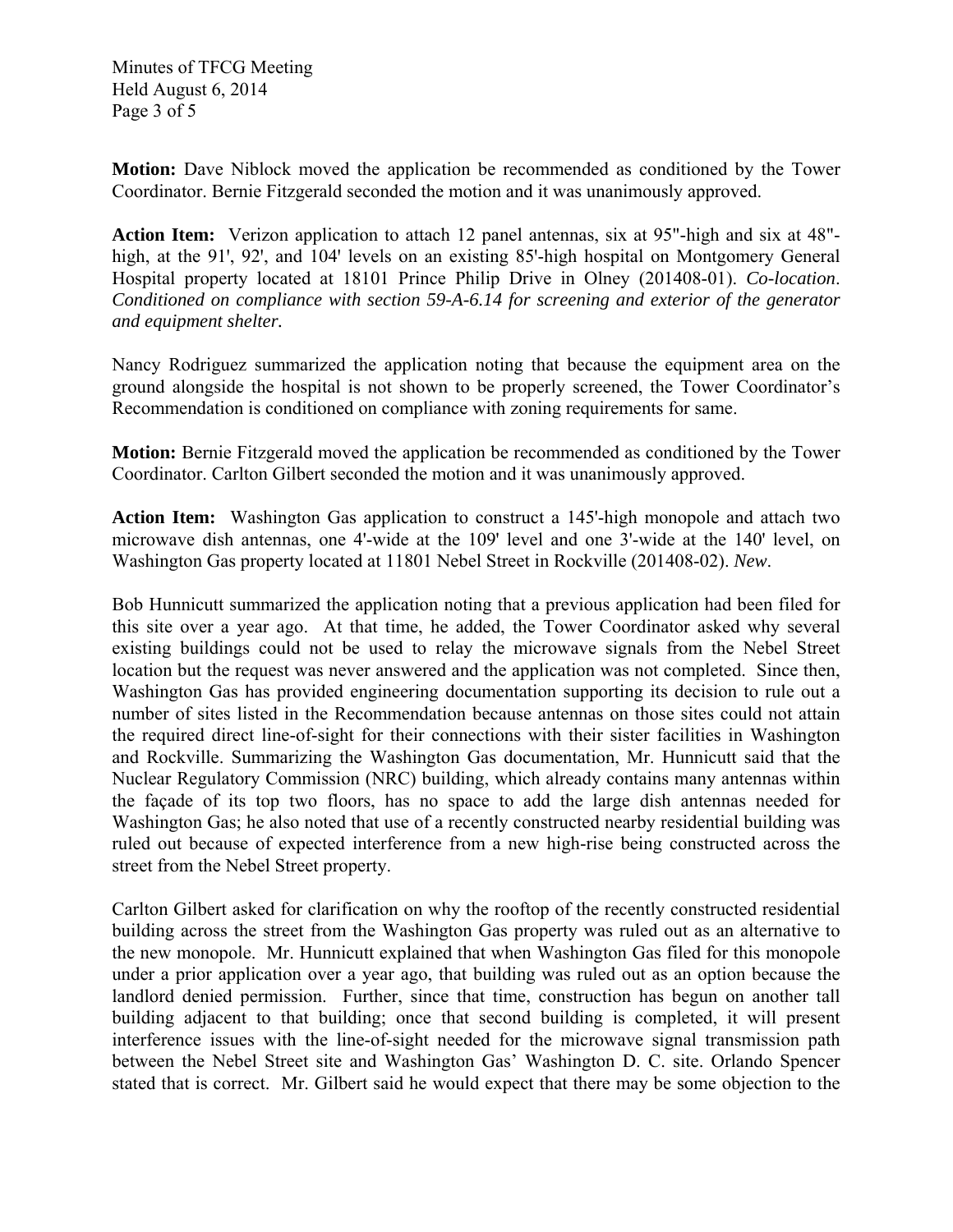**Motion:** Dave Niblock moved the application be recommended as conditioned by the Tower Coordinator. Bernie Fitzgerald seconded the motion and it was unanimously approved.

**Action Item:** Verizon application to attach 12 panel antennas, six at 95"-high and six at 48"-high, at the 91', 92', and 104' levels on an existing 85'-high hospital on Montgomery General Hospital property located at 18101 Prince Philip Drive in Olney (201408-01). *Co-location. Conditioned on compliance with section 59-A-6.14 for screening and exterior of the generator and equipment shelter.*

Nancy Rodriguez summarized the application noting that because the equipment area on the ground alongside the hospital is not shown to be properly screened, the Tower Coordinator's Recommendation is conditioned on compliance with zoning requirements for same.

**Motion:** Bernie Fitzgerald moved the application be recommended as conditioned by the Tower Coordinator. Carlton Gilbert seconded the motion and it was unanimously approved.

**Action Item:** Washington Gas application to construct a 145'-high monopole and attach two microwave dish antennas, one 4'-wide at the 109' level and one 3'-wide at the 140' level, on Washington Gas property located at 11801 Nebel Street in Rockville (201408-02). *New.*

Bob Hunnicutt summarized the application noting that a previous application had been filed for this site over a year ago. At that time, he added, the Tower Coordinator asked why several existing buildings could not be used to relay the microwave signals from the Nebel Street location but the request was never answered and the application was not completed. Since then, Washington Gas has provided engineering documentation supporting its decision to rule out a number of sites listed in the Recommendation because antennas on those sites could not attain the required direct line-of-sight for their connections with their sister facilities in Washington and Rockville. Summarizing the Washington Gas documentation, Mr. Hunnicutt said that the Nuclear Regulatory Commission (NRC) building, which already contains many antennas within the façade of its top two floors, has no space to add the large dish antennas needed for Washington Gas; he also noted that use of a recently constructed nearby residential building was ruled out because of expected interference from a new high-rise being constructed across the street from the Nebel Street property.

Carlton Gilbert asked for clarification on why the rooftop of the recently constructed residential building across the street from the Washington Gas property was ruled out as an alternative to the new monopole. Mr. Hunnicutt explained that when Washington Gas filed for this monopole under a prior application over a year ago, that building was ruled out as an option because the landlord denied permission. Further, since that time, construction has begun on another tall building adjacent to that building; once that second building is completed, it will present interference issues with the line-of-sight needed for the microwave signal transmission path between the Nebel Street site and Washington Gas' Washington D. C. site. Orlando Spencer stated that is correct. Mr. Gilbert said he would expect that there may be some objection to the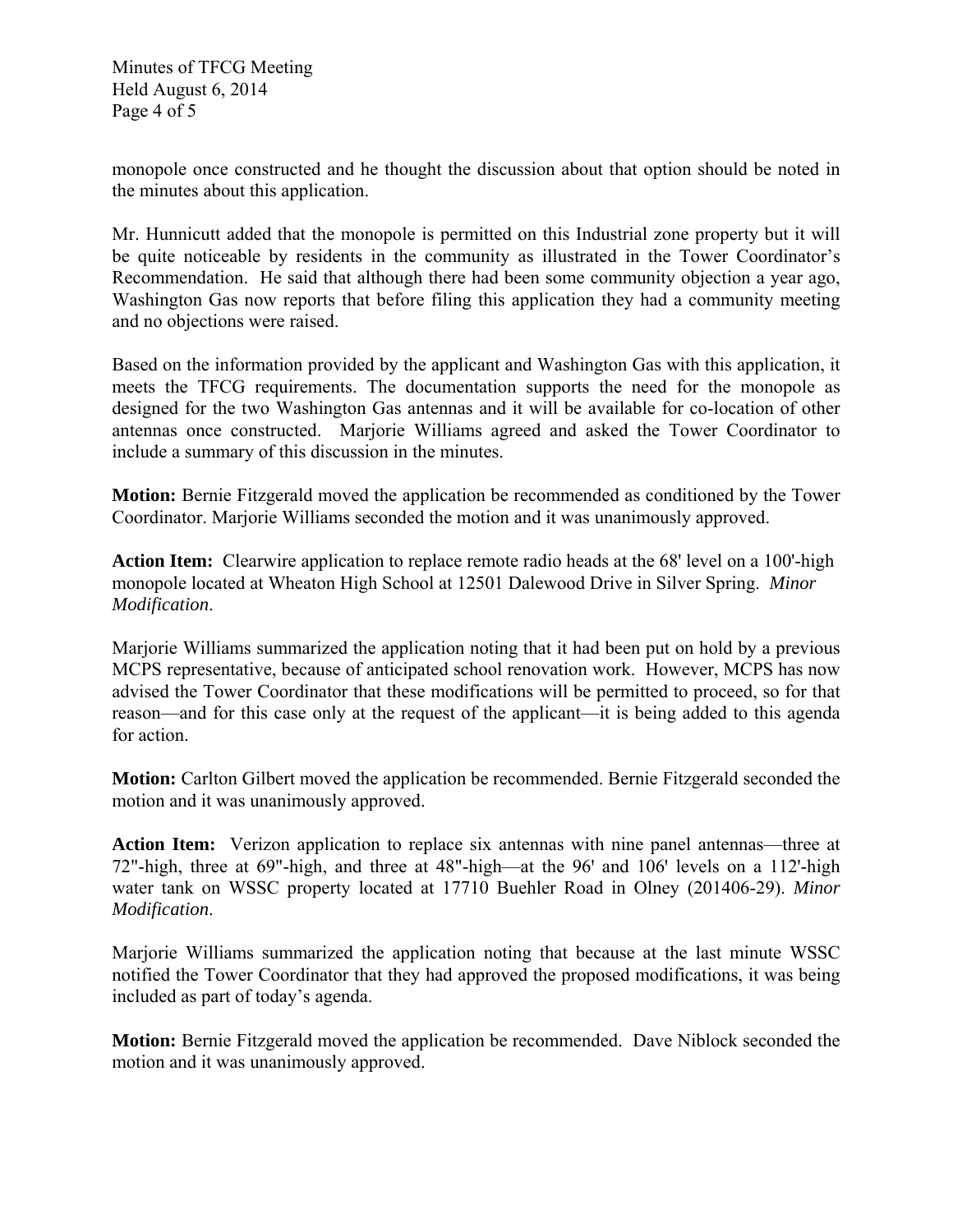monopole once constructed and he thought the discussion about that option should be noted in the minutes about this application.

Mr. Hunnicutt added that the monopole is permitted on this Industrial zone property but it will be quite noticeable by residents in the community as illustrated in the Tower Coordinator's Recommendation. He said that although there had been some community objection a year ago, Washington Gas now reports that before filing this application they had a community meeting and no objections were raised.

Based on the information provided by the applicant and Washington Gas with this application, it meets the TFCG requirements. The documentation supports the need for the monopole as designed for the two Washington Gas antennas and it will be available for co-location of other antennas once constructed. Marjorie Williams agreed and asked the Tower Coordinator to include a summary of this discussion in the minutes.

**Motion:** Bernie Fitzgerald moved the application be recommended as conditioned by the Tower Coordinator. Marjorie Williams seconded the motion and it was unanimously approved.

**Action Item:** Clearwire application to replace remote radio heads at the 68' level on a 100'-high monopole located at Wheaton High School at 12501 Dalewood Drive in Silver Spring. *Minor Modification*.

Marjorie Williams summarized the application noting that it had been put on hold by a previous MCPS representative, because of anticipated school renovation work. However, MCPS has now advised the Tower Coordinator that these modifications will be permitted to proceed, so for that reason—and for this case only at the request of the applicant—it is being added to this agenda for action.

**Motion:** Carlton Gilbert moved the application be recommended. Bernie Fitzgerald seconded the motion and it was unanimously approved.

**Action Item:** Verizon application to replace six antennas with nine panel antennas—three at 72"-high, three at 69"-high, and three at 48"-high—at the 96' and 106' levels on a 112'-high water tank on WSSC property located at 17710 Buehler Road in Olney (201406-29). *Minor Modification*.

Marjorie Williams summarized the application noting that because at the last minute WSSC notified the Tower Coordinator that they had approved the proposed modifications, it was being included as part of today's agenda.

**Motion:** Bernie Fitzgerald moved the application be recommended. Dave Niblock seconded the motion and it was unanimously approved.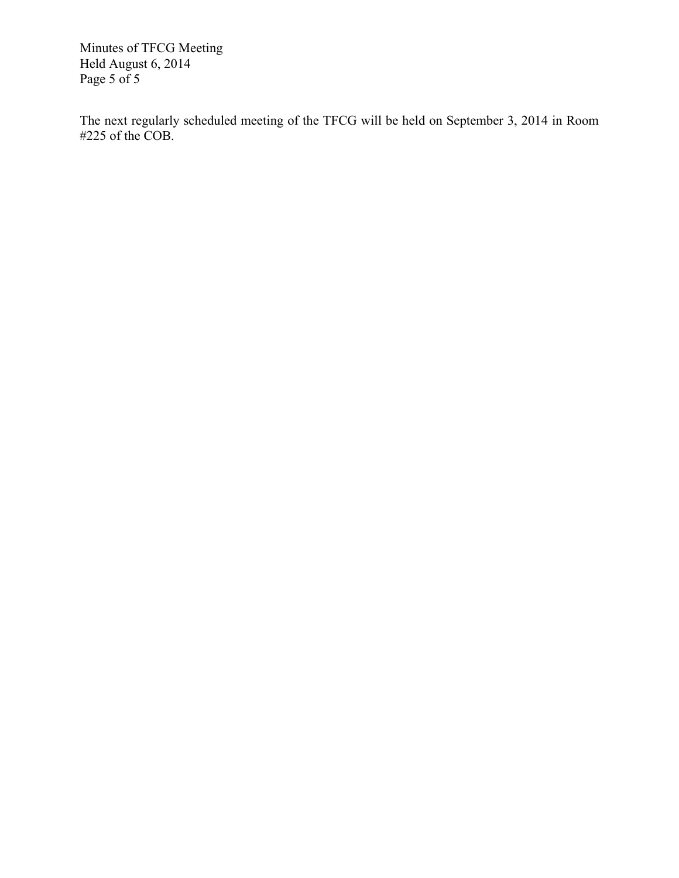The next regularly scheduled meeting of the TFCG will be held on September 3, 2014 in Room #225 of the COB.